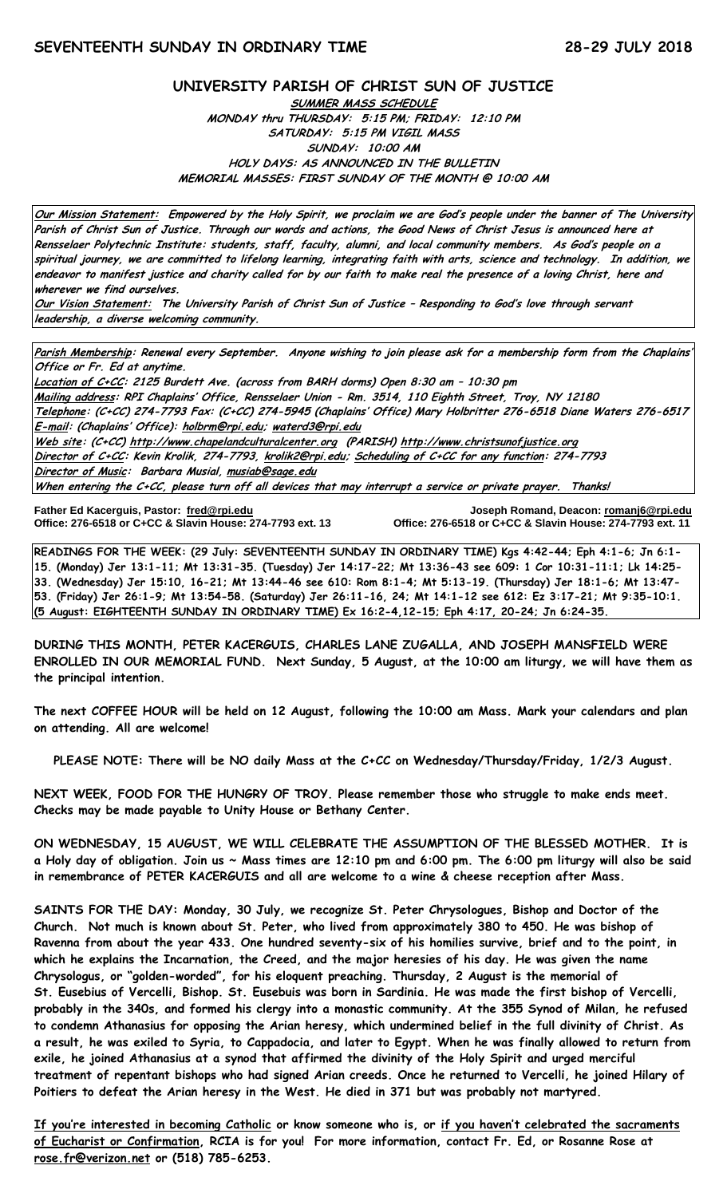**SEVENTEENTH SUNDAY IN ORDINARY TIME** **28-29 JULY 2018**

# UNIVERSITY PARISH OF CHRIST SUN OF JUSTICE

**SUMMER MASS SCHEDULE**
**MONDAY thru THURSDAY: 5:15 PM; FRIDAY: 12:10 PM**
**SATURDAY: 5:15 PM VIGIL MASS**
**SUNDAY: 10:00 AM**
**HOLY DAYS: AS ANNOUNCED IN THE BULLETIN**
**MEMORIAL MASSES: FIRST SUNDAY OF THE MONTH @ 10:00 AM**

**Our Mission Statement:** Empowered by the Holy Spirit, we proclaim we are God's people under the banner of The University Parish of Christ Sun of Justice. Through our words and actions, the Good News of Christ Jesus is announced here at Rensselaer Polytechnic Institute: students, staff, faculty, alumni, and local community members. As God's people on a spiritual journey, we are committed to lifelong learning, integrating faith with arts, science and technology. In addition, we endeavor to manifest justice and charity called for by our faith to make real the presence of a loving Christ, here and wherever we find ourselves.

**Our Vision Statement:** The University Parish of Christ Sun of Justice – Responding to God's love through servant leadership, a diverse welcoming community.

**Parish Membership:** Renewal every September. Anyone wishing to join please ask for a membership form from the Chaplains' Office or Fr. Ed at anytime.

**Location of C+CC:** 2125 Burdett Ave. (across from BARH dorms) Open 8:30 am – 10:30 pm

**Mailing address:** RPI Chaplains' Office, Rensselaer Union - Rm. 3514, 110 Eighth Street, Troy, NY 12180

**Telephone:** (C+CC) 274-7793 Fax: (C+CC) 274-5945 (Chaplains' Office) Mary Holbritter 276-6518 Diane Waters 276-6517

**E-mail:** (Chaplains' Office): holbrm@rpi.edu; waterd3@rpi.edu

**Web site:** (C+CC) http://www.chapelandculturalcenter.org (PARISH) http://www.christsunofjustice.org

**Director of C+CC:** Kevin Krolik, 274-7793, krolik2@rpi.edu; **Scheduling of C+CC for any function:** 274-7793

**Director of Music:** Barbara Musial, musiab@sage.edu

When entering the C+CC, please turn off all devices that may interrupt a service or private prayer. Thanks!

**Father Ed Kacerguis, Pastor:** fred@rpi.edu
Office: 276-6518 or C+CC & Slavin House: 274-7793 ext. 13

**Joseph Romand, Deacon:** romanj6@rpi.edu
Office: 276-6518 or C+CC & Slavin House: 274-7793 ext. 11

**READINGS FOR THE WEEK: (29 July: SEVENTEENTH SUNDAY IN ORDINARY TIME)** Kgs 4:42-44; Eph 4:1-6; Jn 6:1-15. **(Monday)** Jer 13:1-11; Mt 13:31-35. **(Tuesday)** Jer 14:17-22; Mt 13:36-43 see 609: 1 Cor 10:31-11:1; Lk 14:25-33. **(Wednesday)** Jer 15:10, 16-21; Mt 13:44-46 see 610: Rom 8:1-4; Mt 5:13-19. **(Thursday)** Jer 18:1-6; Mt 13:47-53. **(Friday)** Jer 26:1-9; Mt 13:54-58. **(Saturday)** Jer 26:11-16, 24; Mt 14:1-12 see 612: Ez 3:17-21; Mt 9:35-10:1. **(5 August: EIGHTEENTH SUNDAY IN ORDINARY TIME)** Ex 16:2-4,12-15; Eph 4:17, 20-24; Jn 6:24-35.

**DURING THIS MONTH, PETER KACERGUIS, CHARLES LANE ZUGALLA, AND JOSEPH MANSFIELD WERE ENROLLED IN OUR MEMORIAL FUND. Next Sunday, 5 August, at the 10:00 am liturgy, we will have them as the principal intention.**

**The next COFFEE HOUR will be held on 12 August, following the 10:00 am Mass. Mark your calendars and plan on attending. All are welcome!**

**PLEASE NOTE: There will be NO daily Mass at the C+CC on Wednesday/Thursday/Friday, 1/2/3 August.**

**NEXT WEEK, FOOD FOR THE HUNGRY OF TROY. Please remember those who struggle to make ends meet. Checks may be made payable to Unity House or Bethany Center.**

**ON WEDNESDAY, 15 AUGUST, WE WILL CELEBRATE THE ASSUMPTION OF THE BLESSED MOTHER. It is a Holy day of obligation. Join us ~ Mass times are 12:10 pm and 6:00 pm. The 6:00 pm liturgy will also be said in remembrance of PETER KACERGUIS and all are welcome to a wine & cheese reception after Mass.**

**SAINTS FOR THE DAY: Monday, 30 July, we recognize St. Peter Chrysologues, Bishop and Doctor of the Church. Not much is known about St. Peter, who lived from approximately 380 to 450. He was bishop of Ravenna from about the year 433. One hundred seventy-six of his homilies survive, brief and to the point, in which he explains the Incarnation, the Creed, and the major heresies of his day. He was given the name Chrysologus, or "golden-worded", for his eloquent preaching. Thursday, 2 August is the memorial of St. Eusebius of Vercelli, Bishop. St. Eusebuis was born in Sardinia. He was made the first bishop of Vercelli, probably in the 340s, and formed his clergy into a monastic community. At the 355 Synod of Milan, he refused to condemn Athanasius for opposing the Arian heresy, which undermined belief in the full divinity of Christ. As a result, he was exiled to Syria, to Cappadocia, and later to Egypt. When he was finally allowed to return from exile, he joined Athanasius at a synod that affirmed the divinity of the Holy Spirit and urged merciful treatment of repentant bishops who had signed Arian creeds. Once he returned to Vercelli, he joined Hilary of Poitiers to defeat the Arian heresy in the West. He died in 371 but was probably not martyred.**

**If you're interested in becoming Catholic or know someone who is, or if you haven't celebrated the sacraments of Eucharist or Confirmation, RCIA is for you! For more information, contact Fr. Ed, or Rosanne Rose at rose.fr@verizon.net or (518) 785-6253.**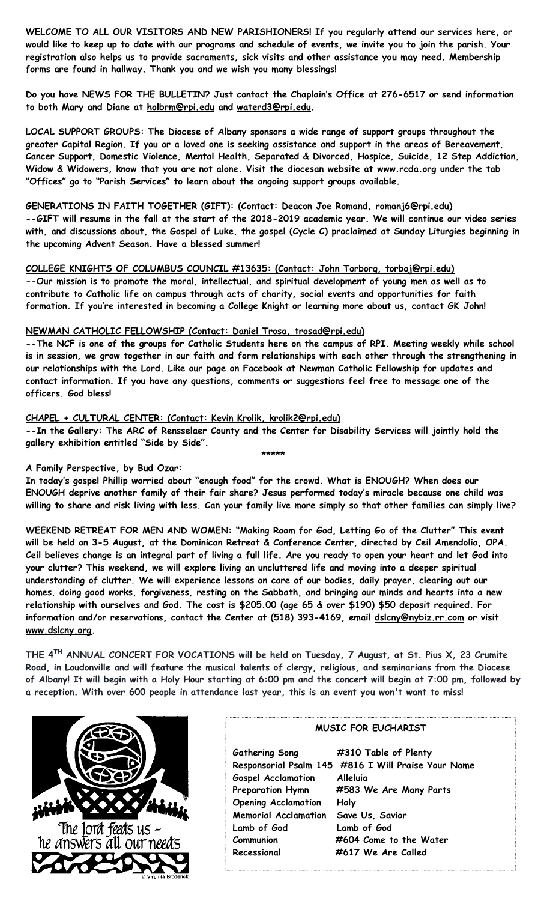**WELCOME TO ALL OUR VISITORS AND NEW PARISHIONERS! If you regularly attend our services here, or would like to keep up to date with our programs and schedule of events, we invite you to join the parish. Your registration also helps us to provide sacraments, sick visits and other assistance you may need. Membership forms are found in hallway. Thank you and we wish you many blessings!**

**Do you have NEWS FOR THE BULLETIN? Just contact the Chaplain's Office at 276-6517 or send information to both Mary and Diane at holbrm@rpi.edu and waterd3@rpi.edu.**

**LOCAL SUPPORT GROUPS: The Diocese of Albany sponsors a wide range of support groups throughout the greater Capital Region. If you or a loved one is seeking assistance and support in the areas of Bereavement, Cancer Support, Domestic Violence, Mental Health, Separated & Divorced, Hospice, Suicide, 12 Step Addiction, Widow & Widowers, know that you are not alone. Visit the diocesan website at www.rcda.org under the tab "Offices" go to "Parish Services" to learn about the ongoing support groups available.**

**GENERATIONS IN FAITH TOGETHER (GIFT): (Contact: Deacon Joe Romand, romanj6@rpi.edu)**
**--GIFT will resume in the fall at the start of the 2018-2019 academic year. We will continue our video series with, and discussions about, the Gospel of Luke, the gospel (Cycle C) proclaimed at Sunday Liturgies beginning in the upcoming Advent Season. Have a blessed summer!**

**COLLEGE KNIGHTS OF COLUMBUS COUNCIL #13635: (Contact: John Torborg, torboj@rpi.edu)**
**--Our mission is to promote the moral, intellectual, and spiritual development of young men as well as to contribute to Catholic life on campus through acts of charity, social events and opportunities for faith formation. If you're interested in becoming a College Knight or learning more about us, contact GK John!**

**NEWMAN CATHOLIC FELLOWSHIP (Contact: Daniel Trosa, trosad@rpi.edu)**
**--The NCF is one of the groups for Catholic Students here on the campus of RPI. Meeting weekly while school is in session, we grow together in our faith and form relationships with each other through the strengthening in our relationships with the Lord. Like our page on Facebook at Newman Catholic Fellowship for updates and contact information. If you have any questions, comments or suggestions feel free to message one of the officers. God bless!**

**CHAPEL + CULTURAL CENTER: (Contact: Kevin Krolik, krolik2@rpi.edu)**
**--In the Gallery: The ARC of Rensselaer County and the Center for Disability Services will jointly hold the gallery exhibition entitled "Side by Side".**

*****

**A Family Perspective, by Bud Ozar:**
**In today's gospel Phillip worried about "enough food" for the crowd. What is ENOUGH? When does our ENOUGH deprive another family of their fair share? Jesus performed today's miracle because one child was willing to share and risk living with less. Can your family live more simply so that other families can simply live?**

**WEEKEND RETREAT FOR MEN AND WOMEN: "Making Room for God, Letting Go of the Clutter" This event will be held on 3-5 August, at the Dominican Retreat & Conference Center, directed by Ceil Amendolia, OPA. Ceil believes change is an integral part of living a full life. Are you ready to open your heart and let God into your clutter? This weekend, we will explore living an uncluttered life and moving into a deeper spiritual understanding of clutter. We will experience lessons on care of our bodies, daily prayer, clearing out our homes, doing good works, forgiveness, resting on the Sabbath, and bringing our minds and hearts into a new relationship with ourselves and God. The cost is $205.00 (age 65 & over $190) $50 deposit required. For information and/or reservations, contact the Center at (518) 393-4169, email dslcny@nybiz.rr.com or visit www.dslcny.org.**

**THE 4TH ANNUAL CONCERT FOR VOCATIONS will be held on Tuesday, 7 August, at St. Pius X, 23 Crumite Road, in Loudonville and will feature the musical talents of clergy, religious, and seminarians from the Diocese of Albany! It will begin with a Holy Hour starting at 6:00 pm and the concert will begin at 7:00 pm, followed by a reception. With over 600 people in attendance last year, this is an event you won't want to miss!**

The lord feeds us ~
he answers all our needs

© Virginia Broderick

**MUSIC FOR EUCHARIST**

| | |
|---|---|
| Gathering Song | #310 Table of Plenty |
| Responsorial Psalm 145 | #816 I Will Praise Your Name |
| Gospel Acclamation | Alleluia |
| Preparation Hymn | #583 We Are Many Parts |
| Opening Acclamation | Holy |
| Memorial Acclamation | Save Us, Savior |
| Lamb of God | Lamb of God |
| Communion | #604 Come to the Water |
| Recessional | #617 We Are Called |